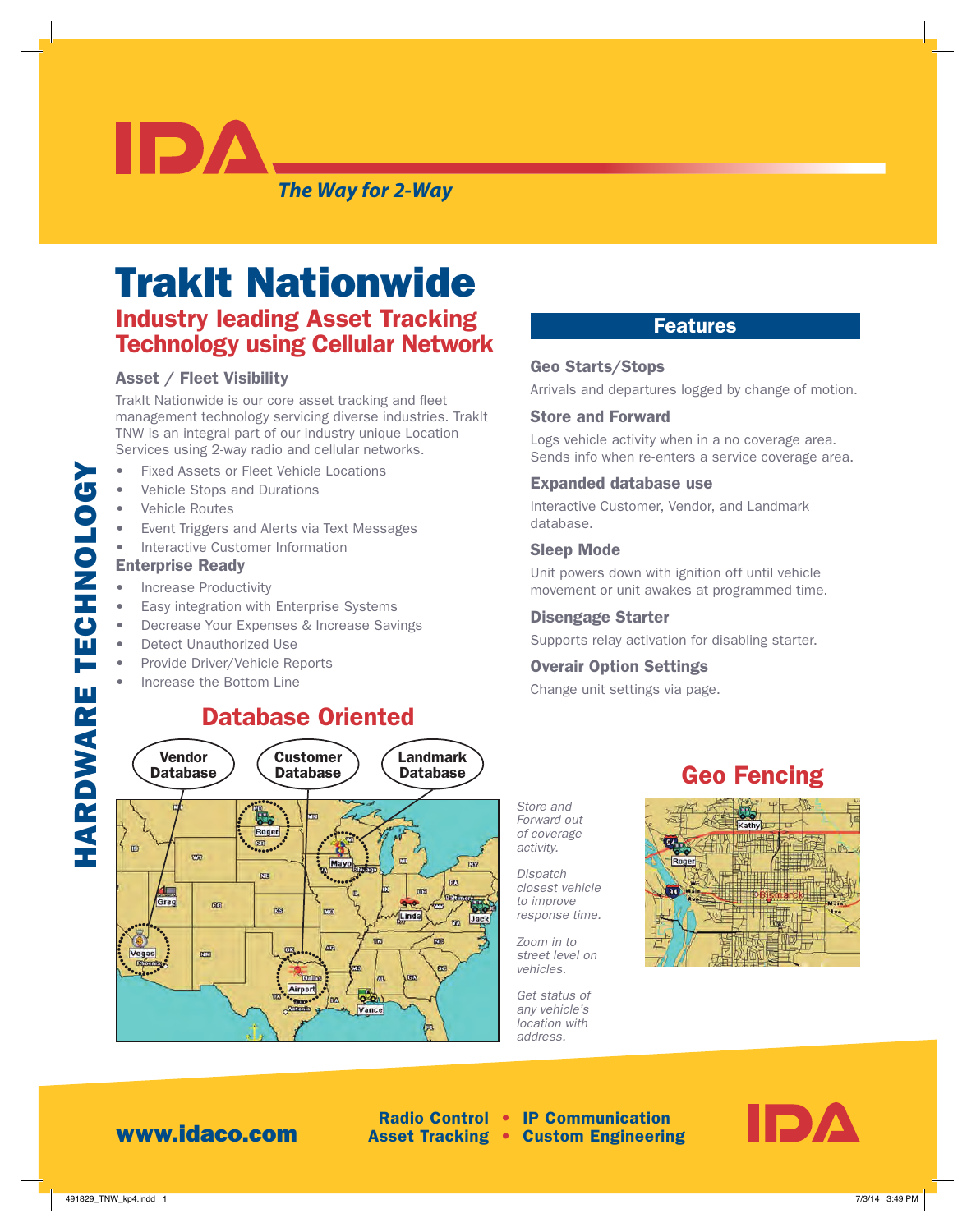IDA

*The Way for 2-Way*

HARDWARE TECHNOLOGY

# TrakIt Nationwide

## Industry leading Asset Tracking Technology using Cellular Network

### Asset / Fleet Visibility

TrakIt Nationwide is our core asset tracking and fleet management technology servicing diverse industries. TrakIt TNW is an integral part of our industry unique Location Services using 2-way radio and cellular networks.

- Fixed Assets or Fleet Vehicle Locations
- Vehicle Stops and Durations
- Vehicle Routes
- Event Triggers and Alerts via Text Messages
- Interactive Customer Information

### Enterprise Ready

- Increase Productivity
- Easy integration with Enterprise Systems
- Decrease Your Expenses & Increase Savings
- Detect Unauthorized Use
- Provide Driver/Vehicle Reports
- Increase the Bottom Line

## Features

### Geo Starts/Stops

Arrivals and departures logged by change of motion.

### Store and Forward

Logs vehicle activity when in a no coverage area. Sends info when re-enters a service coverage area.

### Expanded database use

Interactive Customer, Vendor, and Landmark database.

### Sleep Mode

Unit powers down with ignition off until vehicle movement or unit awakes at programmed time.

### Disengage Starter

Supports relay activation for disabling starter.

### Overair Option Settings

Change unit settings via page.

## Database Oriented

Vendor Database · Customer Database · Landmark Database

*Store and Forward out of coverage activity.*

*Dispatch closest vehicle to improve response time.*

*Zoom in to street level on vehicles.*

*Get status of any vehicle's location with address.*

## Geo Fencing

**www.idaco.com**

**Radio Control • IP Communication**
**Asset Tracking • Custom Engineering**

IDA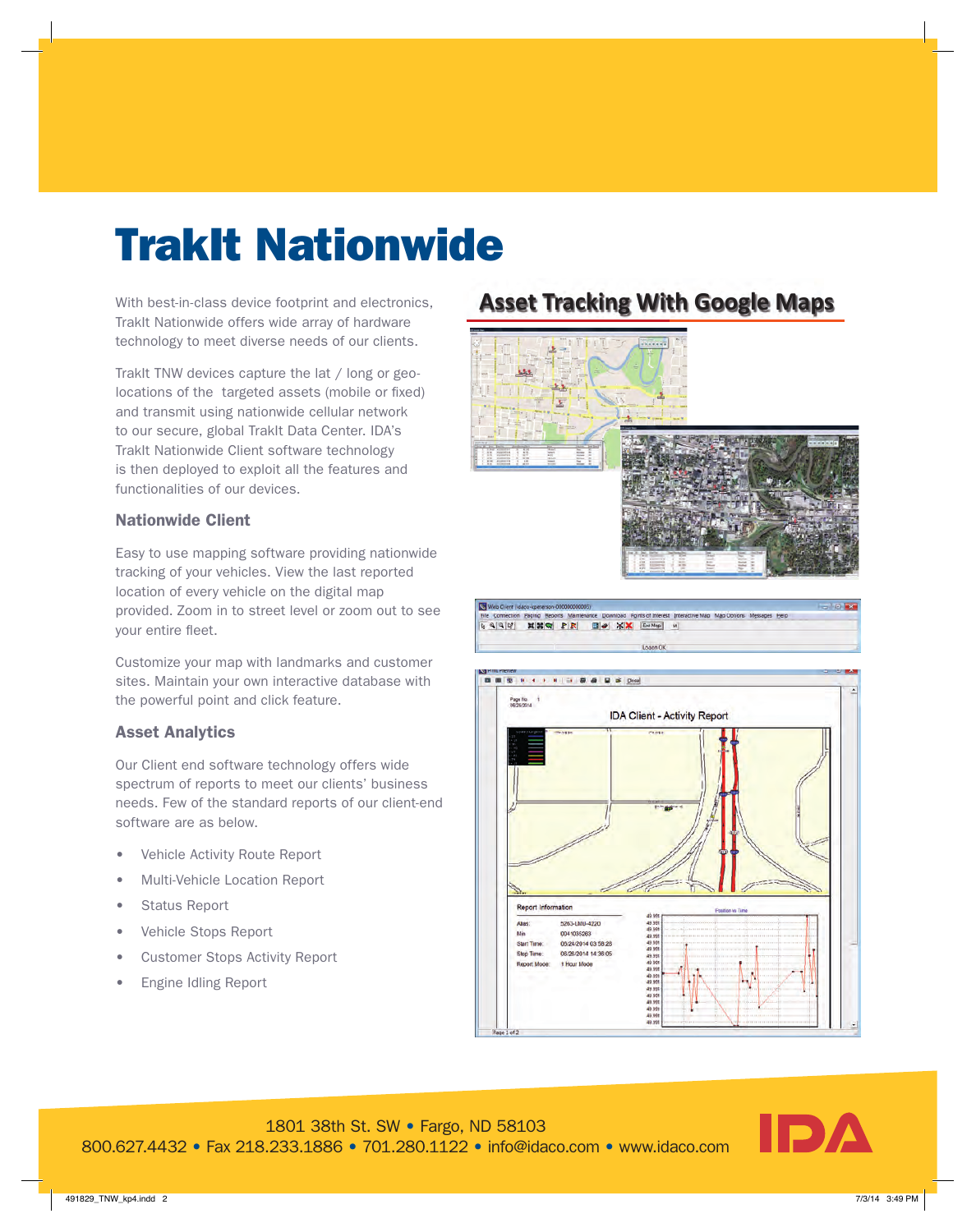# TrakIt Nationwide

With best-in-class device footprint and electronics, TrakIt Nationwide offers wide array of hardware technology to meet diverse needs of our clients.

TrakIt TNW devices capture the lat / long or geo-locations of the targeted assets (mobile or fixed) and transmit using nationwide cellular network to our secure, global TrakIt Data Center. IDA's TrakIt Nationwide Client software technology is then deployed to exploit all the features and functionalities of our devices.

### Nationwide Client

Easy to use mapping software providing nationwide tracking of your vehicles. View the last reported location of every vehicle on the digital map provided. Zoom in to street level or zoom out to see your entire fleet.

Customize your map with landmarks and customer sites. Maintain your own interactive database with the powerful point and click feature.

### Asset Analytics

Our Client end software technology offers wide spectrum of reports to meet our clients' business needs. Few of the standard reports of our client-end software are as below.

- Vehicle Activity Route Report
- Multi-Vehicle Location Report
- Status Report
- Vehicle Stops Report
- Customer Stops Activity Report
- Engine Idling Report

## Asset Tracking With Google Maps

1801 38th St. SW • Fargo, ND 58103

800.627.4432 • Fax 218.233.1886 • 701.280.1122 • info@idaco.com • www.idaco.com